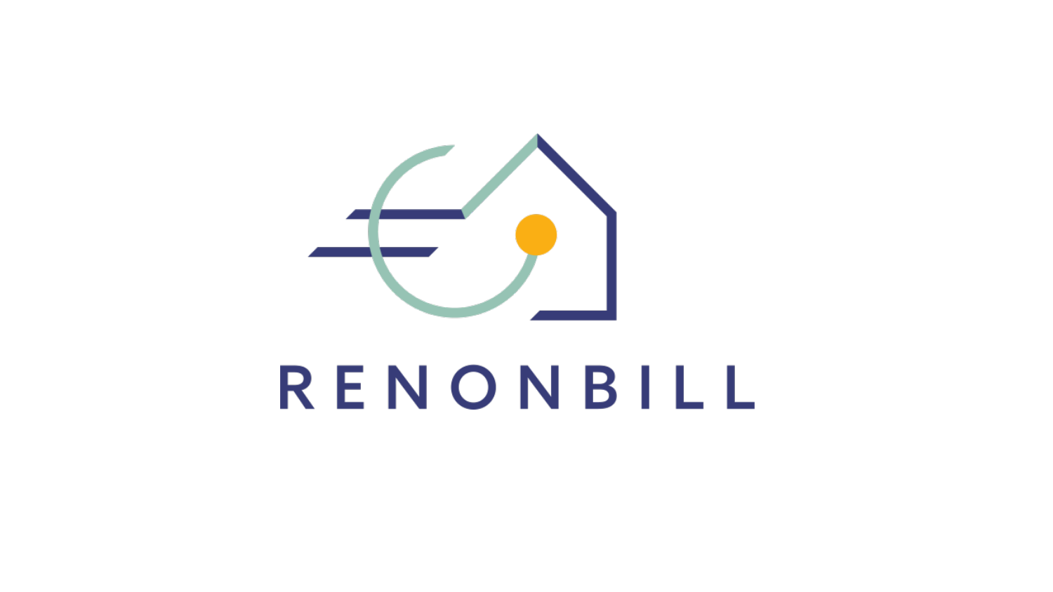# RENONBILL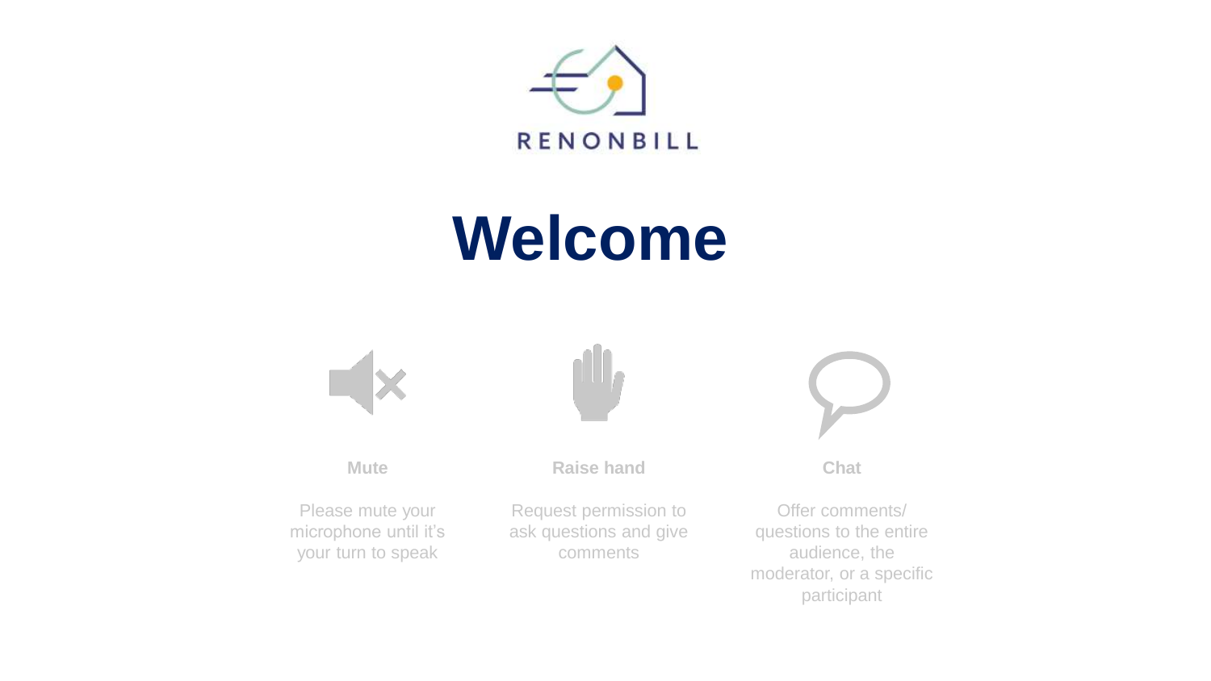RENONBILL

# Welcome

**Mute**

Please mute your microphone until it's your turn to speak

**Raise hand**

Request permission to ask questions and give comments

**Chat**

Offer comments/ questions to the entire audience, the moderator, or a specific participant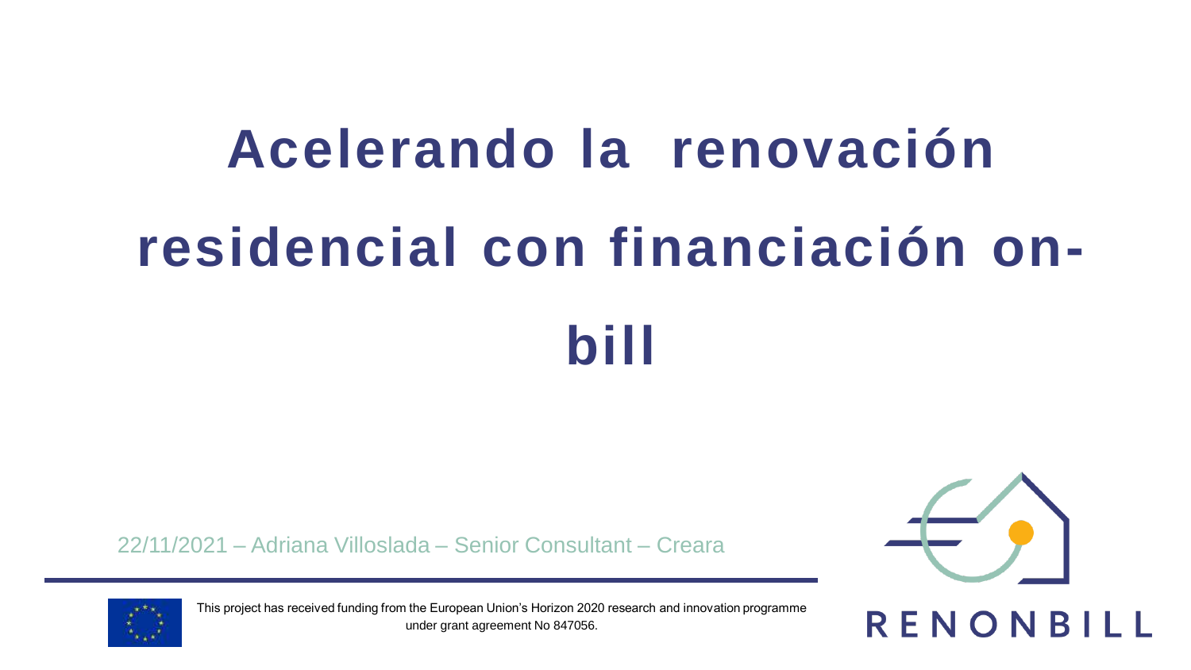# Acelerando la renovación residencial con financiación on-bill

22/11/2021 – Adriana Villoslada – Senior Consultant – Creara

This project has received funding from the European Union's Horizon 2020 research and innovation programme under grant agreement No 847056.

RENONBILL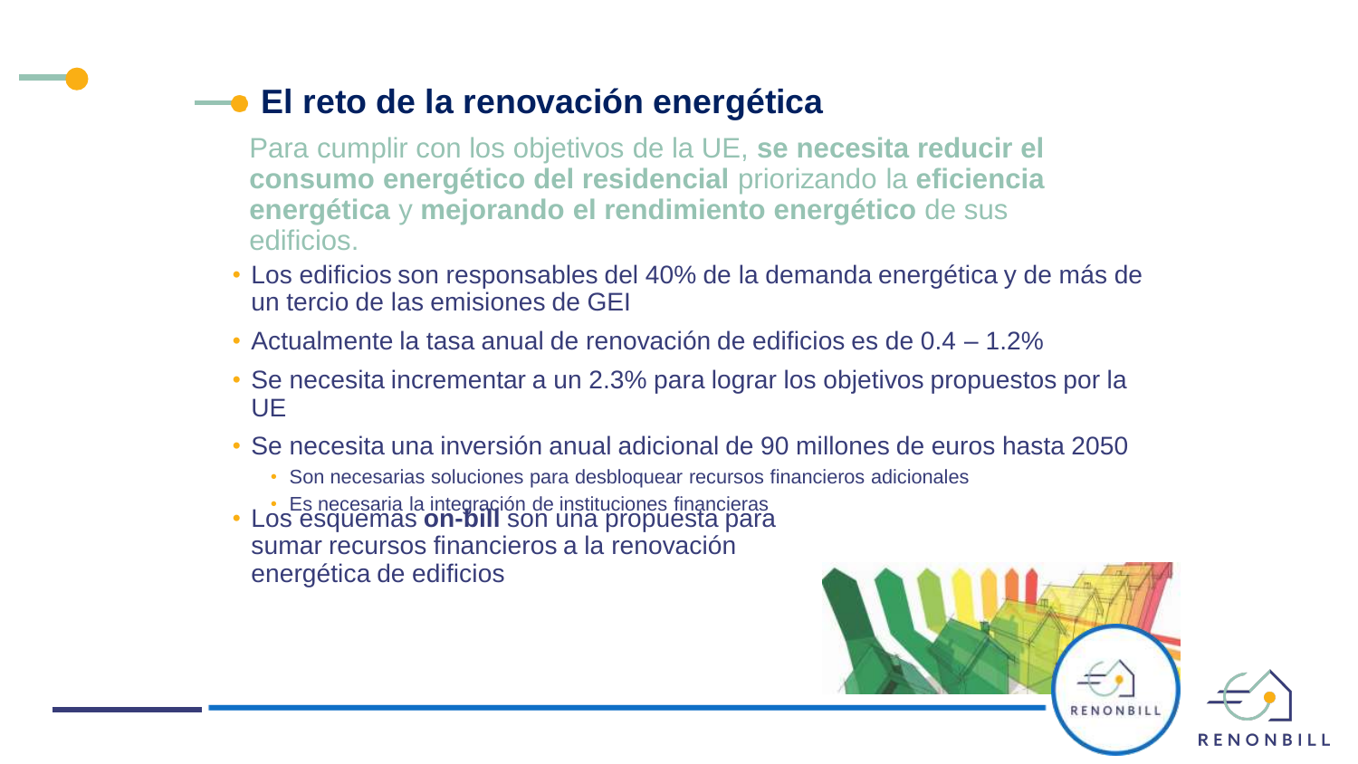## El reto de la renovación energética

Para cumplir con los objetivos de la UE, **se necesita reducir el consumo energético del residencial** priorizando la **eficiencia energética** y **mejorando el rendimiento energético** de sus edificios.

- Los edificios son responsables del 40% de la demanda energética y de más de un tercio de las emisiones de GEI
- Actualmente la tasa anual de renovación de edificios es de 0.4 – 1.2%
- Se necesita incrementar a un 2.3% para lograr los objetivos propuestos por la UE
- Se necesita una inversión anual adicional de 90 millones de euros hasta 2050
  - Son necesarias soluciones para desbloquear recursos financieros adicionales
  - Es necesaria la integración de instituciones financieras
- Los esquemas **on-bill** son una propuesta para sumar recursos financieros a la renovación energética de edificios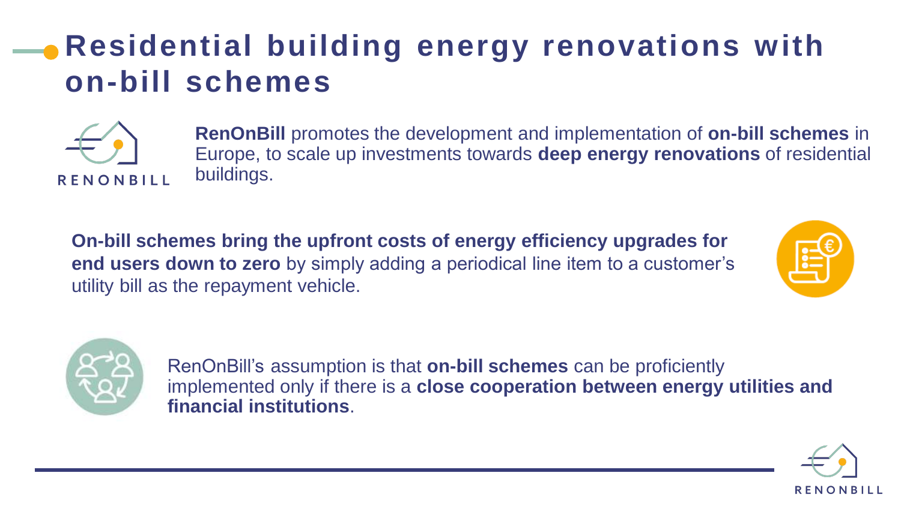# Residential building energy renovations with on-bill schemes

**RenOnBill** promotes the development and implementation of **on-bill schemes** in Europe, to scale up investments towards **deep energy renovations** of residential buildings.

**On-bill schemes bring the upfront costs of energy efficiency upgrades for end users down to zero** by simply adding a periodical line item to a customer's utility bill as the repayment vehicle.

RenOnBill's assumption is that **on-bill schemes** can be proficiently implemented only if there is a **close cooperation between energy utilities and financial institutions**.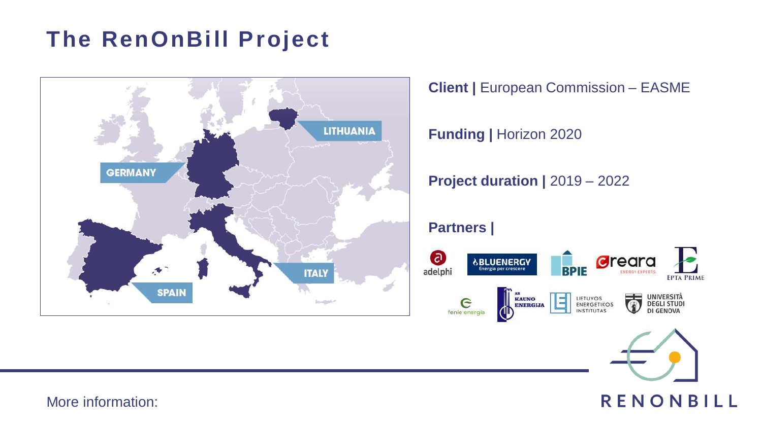# The RenOnBill Project

GERMANY

LITHUANIA

ITALY

SPAIN

**Client |** European Commission – EASME

**Funding |** Horizon 2020

**Project duration |** 2019 – 2022

**Partners |**

adelphi, BLUENERGY (Energia per crescere), BPIE, Creara (Energy Experts), EPTA PRIME, fenie energia, AB Kauno Energija, Lietuvos Energetikos Institutas, Università degli Studi di Genova

RENONBILL

More information: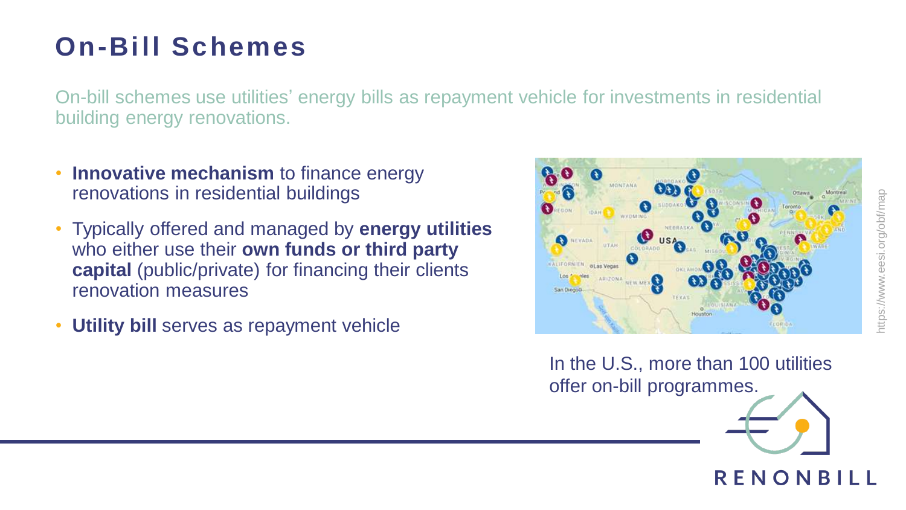# On-Bill Schemes

On-bill schemes use utilities' energy bills as repayment vehicle for investments in residential building energy renovations.

- **Innovative mechanism** to finance energy renovations in residential buildings
- Typically offered and managed by **energy utilities** who either use their **own funds or third party capital** (public/private) for financing their clients renovation measures
- **Utility bill** serves as repayment vehicle

https://www.eesi.org/obf/map

In the U.S., more than 100 utilities offer on-bill programmes.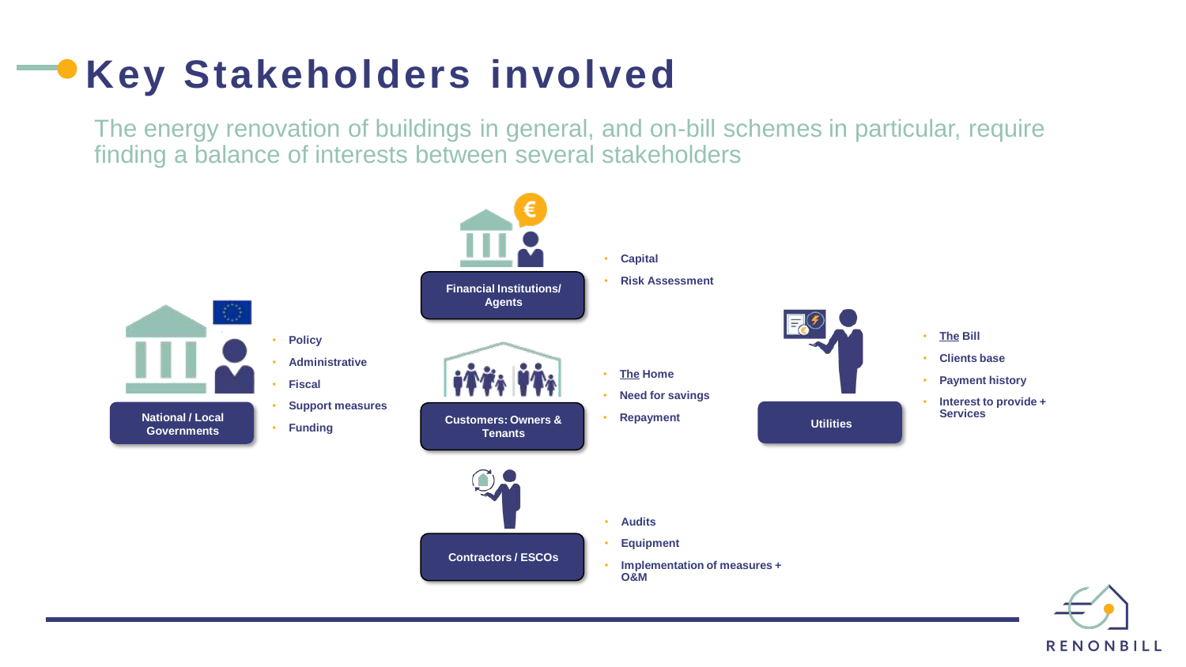# Key Stakeholders involved

The energy renovation of buildings in general, and on-bill schemes in particular, require finding a balance of interests between several stakeholders

**Financial Institutions/ Agents**

- Capital
- Risk Assessment

**National / Local Governments**

- Policy
- Administrative
- Fiscal
- Support measures
- Funding

**Customers: Owners & Tenants**

- The Home
- Need for savings
- Repayment

**Utilities**

- The Bill
- Clients base
- Payment history
- Interest to provide + Services

**Contractors / ESCOs**

- Audits
- Equipment
- Implementation of measures + O&M

RENONBILL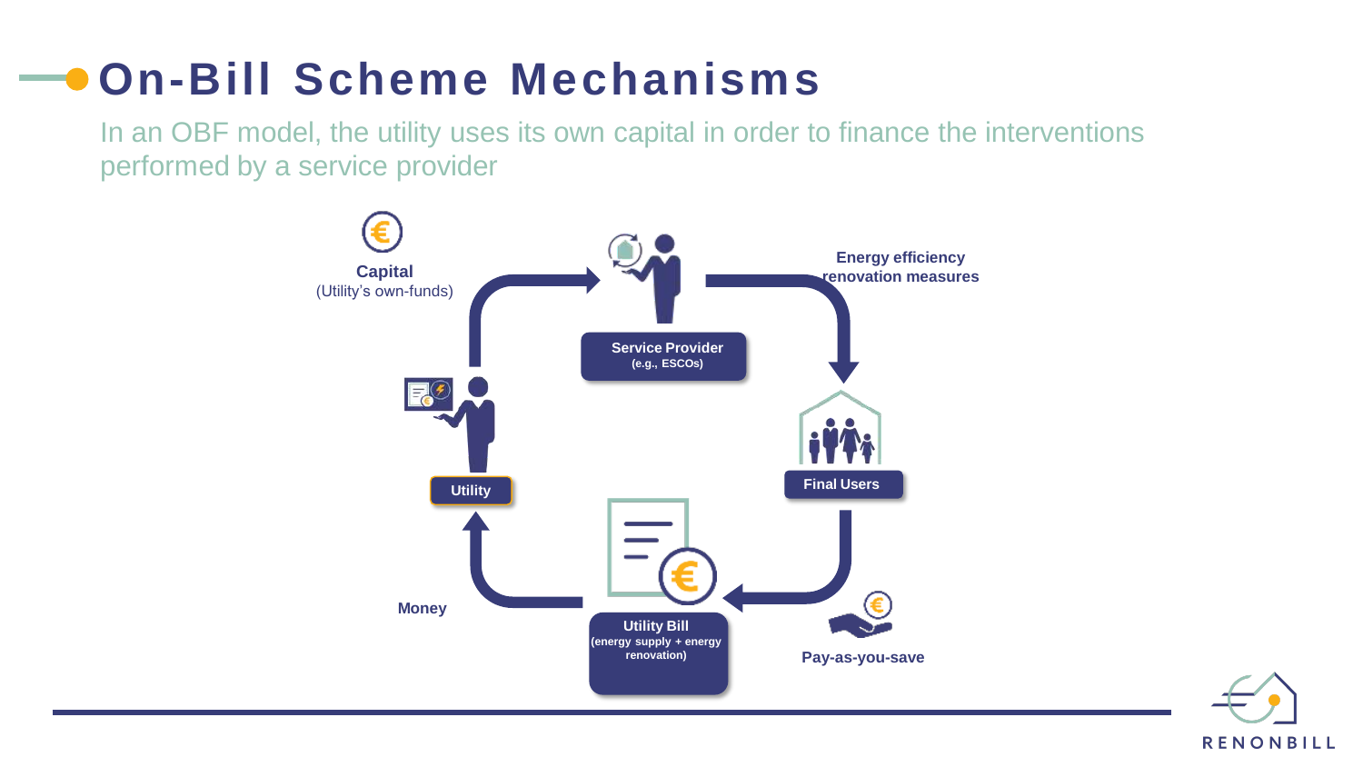# On-Bill Scheme Mechanisms

In an OBF model, the utility uses its own capital in order to finance the interventions performed by a service provider

**Capital**
(Utility's own-funds)

**Service Provider**
**(e.g., ESCOs)**

**Energy efficiency renovation measures**

**Utility**

**Final Users**

**Money**

**Utility Bill**
**(energy supply + energy renovation)**

**Pay-as-you-save**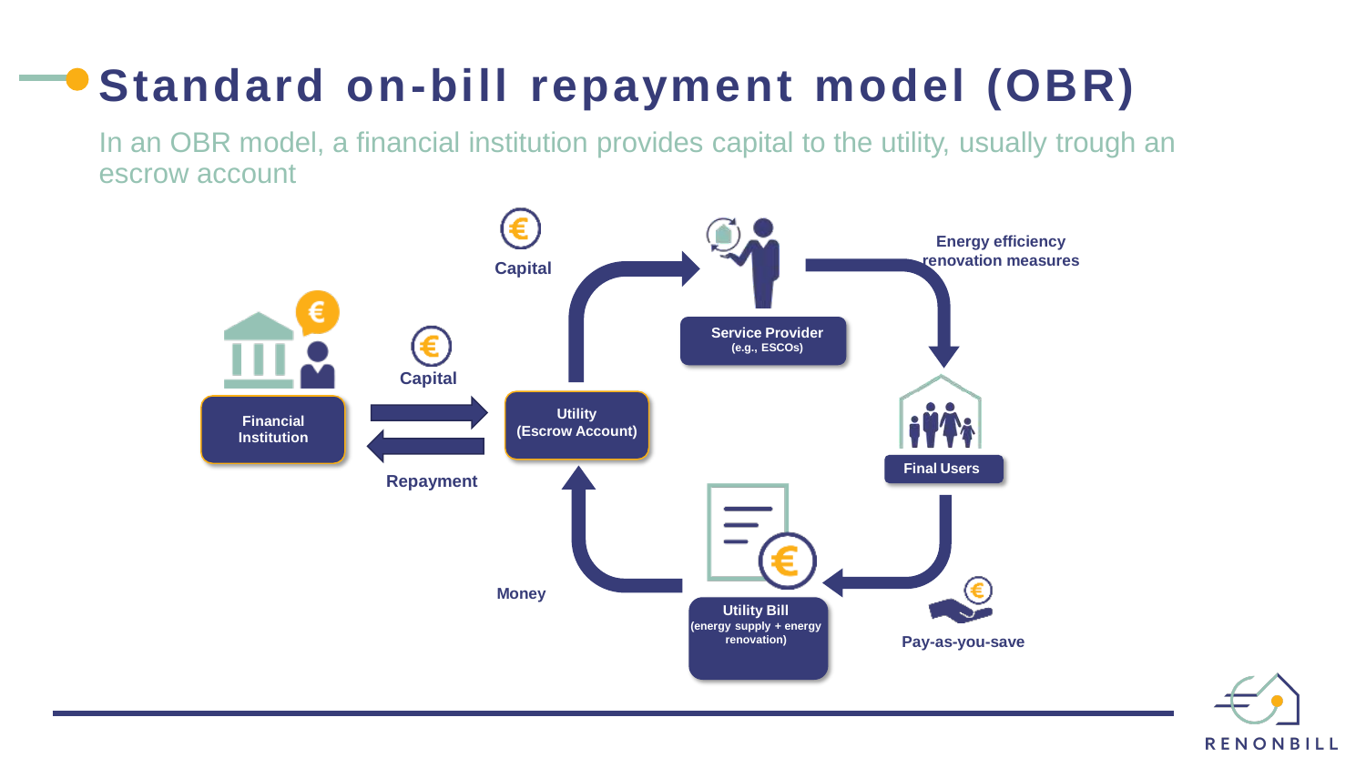# Standard on-bill repayment model (OBR)

In an OBR model, a financial institution provides capital to the utility, usually trough an escrow account

Capital

Service Provider
(e.g., ESCOs)

Energy efficiency renovation measures

Financial Institution

Capital

Utility
(Escrow Account)

Repayment

Final Users

Money

Utility Bill
(energy supply + energy renovation)

Pay-as-you-save

RENONBILL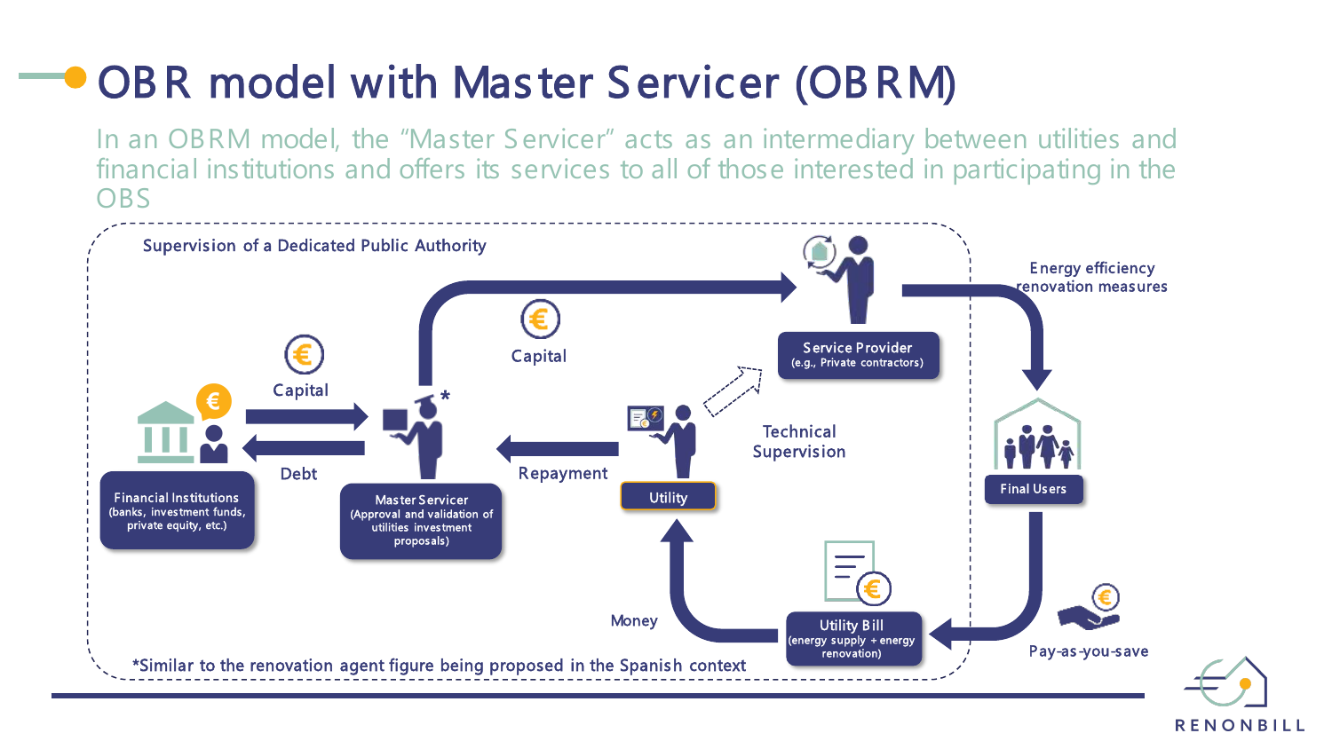# OBR model with Master Servicer (OBRM)

In an OBRM model, the "Master Servicer" acts as an intermediary between utilities and financial institutions and offers its services to all of those interested in participating in the OBS

Supervision of a Dedicated Public Authority

Financial Institutions (banks, investment funds, private equity, etc.)

Capital

Debt

Master Servicer* (Approval and validation of utilities investment proposals)

Capital

Service Provider (e.g., Private contractors)

Energy efficiency renovation measures

Final Users

Pay-as-you-save

Utility Bill (energy supply + energy renovation)

Money

Utility

Repayment

Technical Supervision

*Similar to the renovation agent figure being proposed in the Spanish context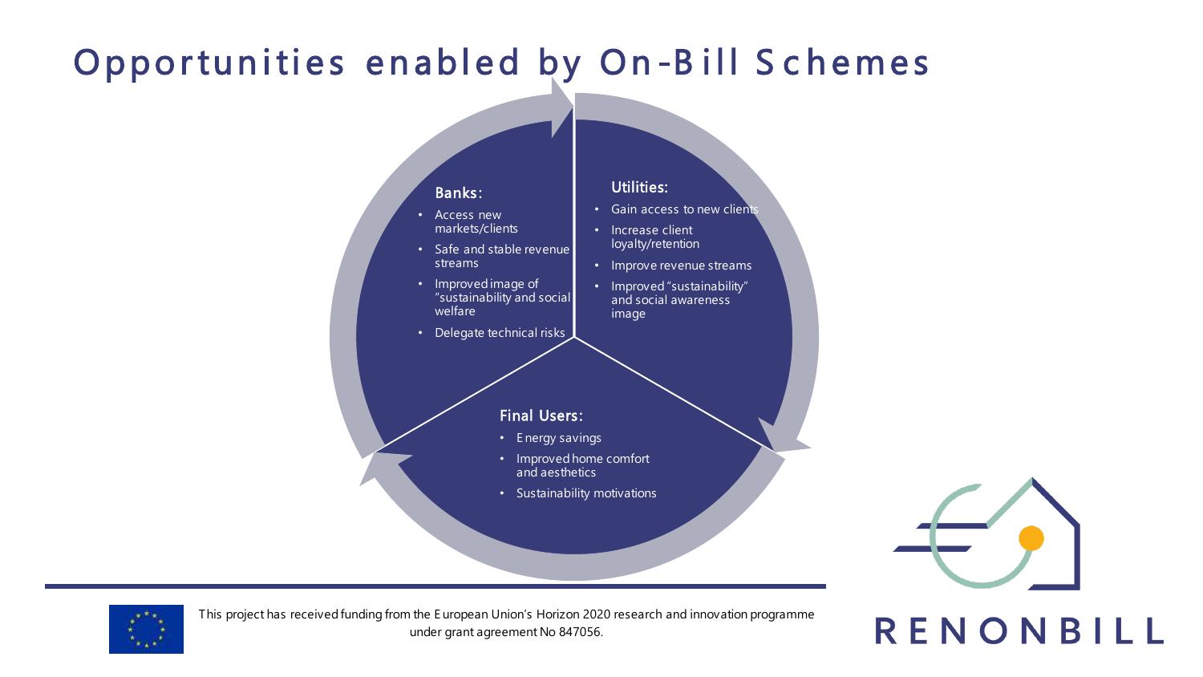# Opportunities enabled by On-Bill Schemes

**Banks:**

- Access new markets/clients
- Safe and stable revenue streams
- Improved image of "sustainability and social welfare
- Delegate technical risks

**Utilities:**

- Gain access to new clients
- Increase client loyalty/retention
- Improve revenue streams
- Improved "sustainability" and social awareness image

**Final Users:**

- Energy savings
- Improved home comfort and aesthetics
- Sustainability motivations

This project has received funding from the European Union's Horizon 2020 research and innovation programme under grant agreement No 847056.

RENONBILL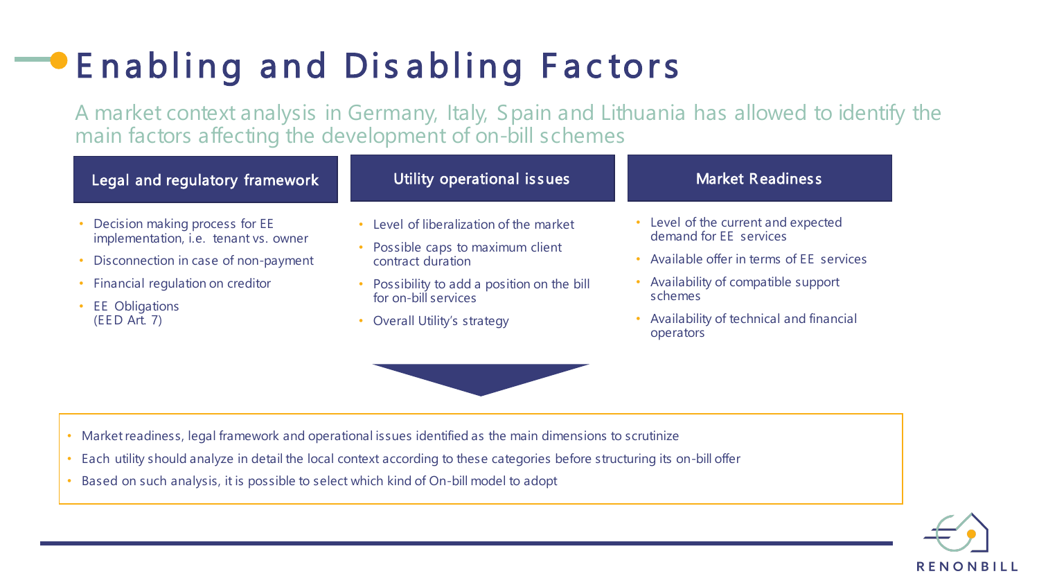# Enabling and Disabling Factors

A market context analysis in Germany, Italy, Spain and Lithuania has allowed to identify the main factors affecting the development of on-bill schemes

## Legal and regulatory framework

- Decision making process for EE implementation, i.e. tenant vs. owner
- Disconnection in case of non-payment
- Financial regulation on creditor
- EE Obligations (EED Art. 7)

## Utility operational issues

- Level of liberalization of the market
- Possible caps to maximum client contract duration
- Possibility to add a position on the bill for on-bill services
- Overall Utility's strategy

## Market Readiness

- Level of the current and expected demand for EE services
- Available offer in terms of EE services
- Availability of compatible support schemes
- Availability of technical and financial operators

---

- Market readiness, legal framework and operational issues identified as the main dimensions to scrutinize
- Each utility should analyze in detail the local context according to these categories before structuring its on-bill offer
- Based on such analysis, it is possible to select which kind of On-bill model to adopt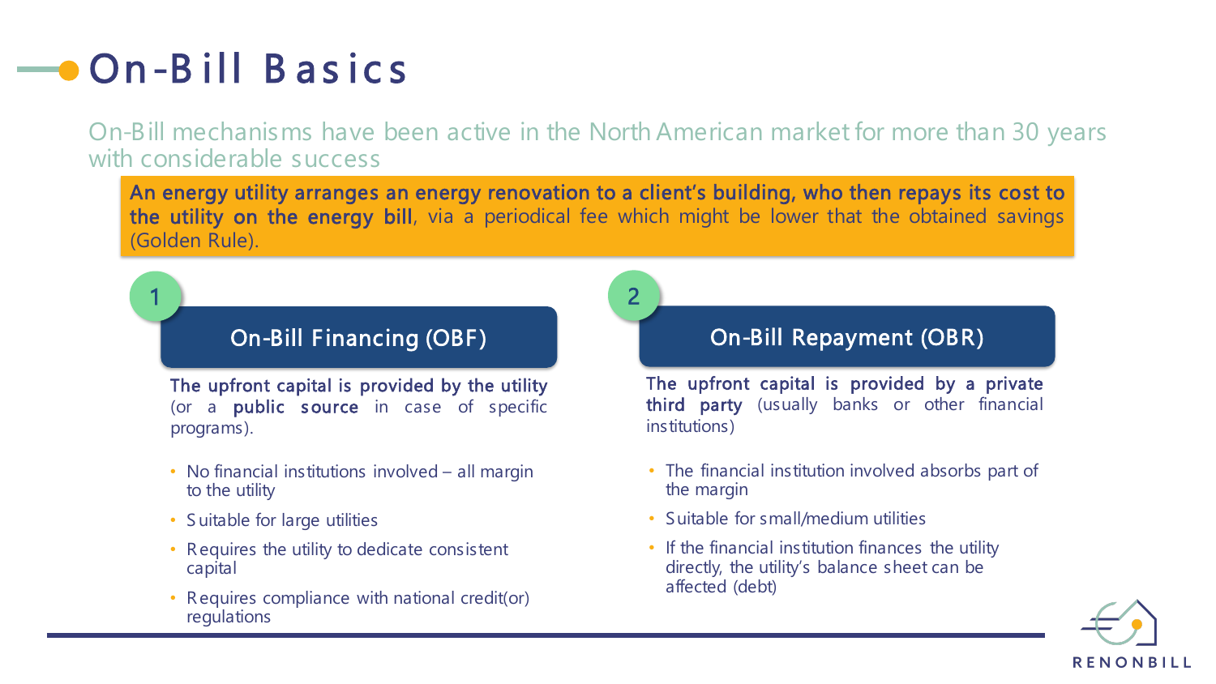# On-Bill Basics

On-Bill mechanisms have been active in the North American market for more than 30 years with considerable success

**An energy utility arranges an energy renovation to a client's building, who then repays its cost to the utility on the energy bill**, via a periodical fee which might be lower that the obtained savings (Golden Rule).

## 1 On-Bill Financing (OBF)

**The upfront capital is provided by the utility** (or a **public source** in case of specific programs).

- No financial institutions involved – all margin to the utility
- Suitable for large utilities
- Requires the utility to dedicate consistent capital
- Requires compliance with national credit(or) regulations

## 2 On-Bill Repayment (OBR)

**The upfront capital is provided by a private third party** (usually banks or other financial institutions)

- The financial institution involved absorbs part of the margin
- Suitable for small/medium utilities
- If the financial institution finances the utility directly, the utility's balance sheet can be affected (debt)

RENONBILL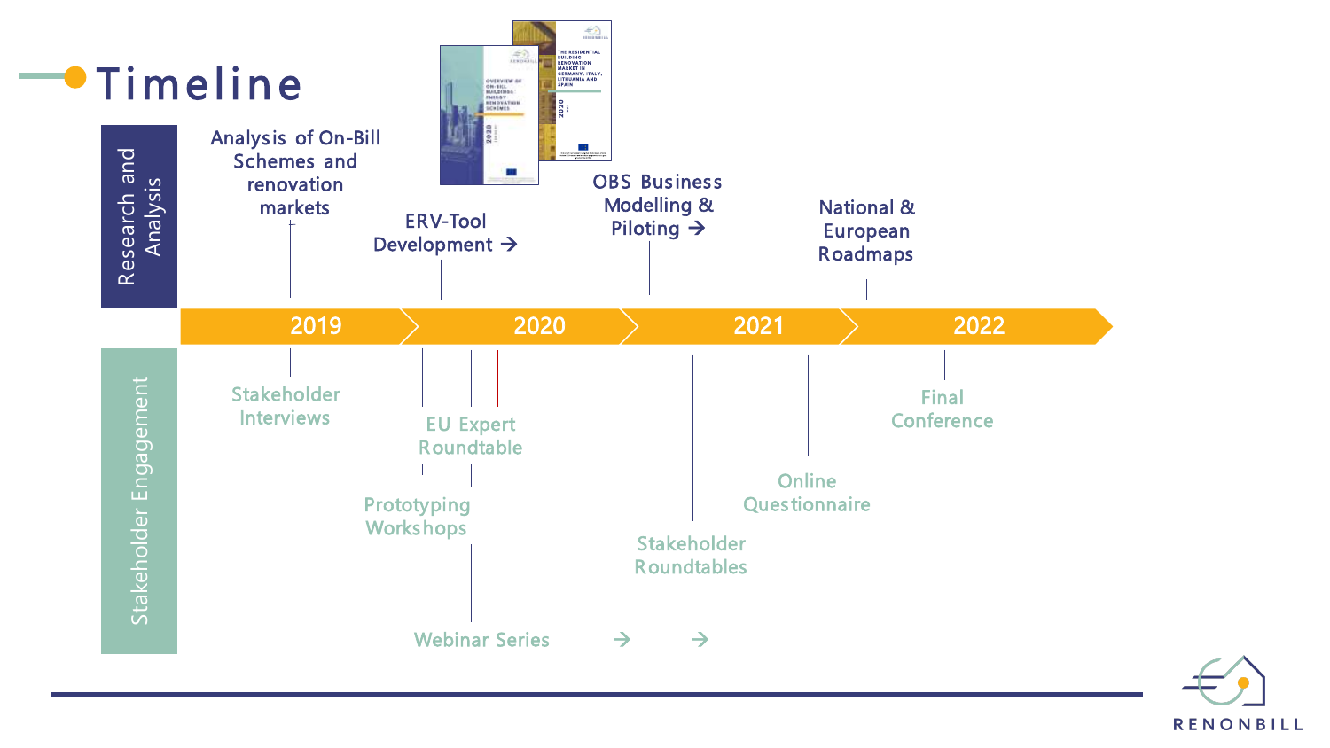# Timeline

**Research and Analysis**

- Analysis of On-Bill Schemes and renovation markets
- ERV-Tool Development →
- OBS Business Modelling & Piloting →
- National & European Roadmaps

**2019 | 2020 | 2021 | 2022**

**Stakeholder Engagement**

- Stakeholder Interviews
- EU Expert Roundtable
- Prototyping Workshops
- Webinar Series → →
- Stakeholder Roundtables
- Online Questionnaire
- Final Conference

RENONBILL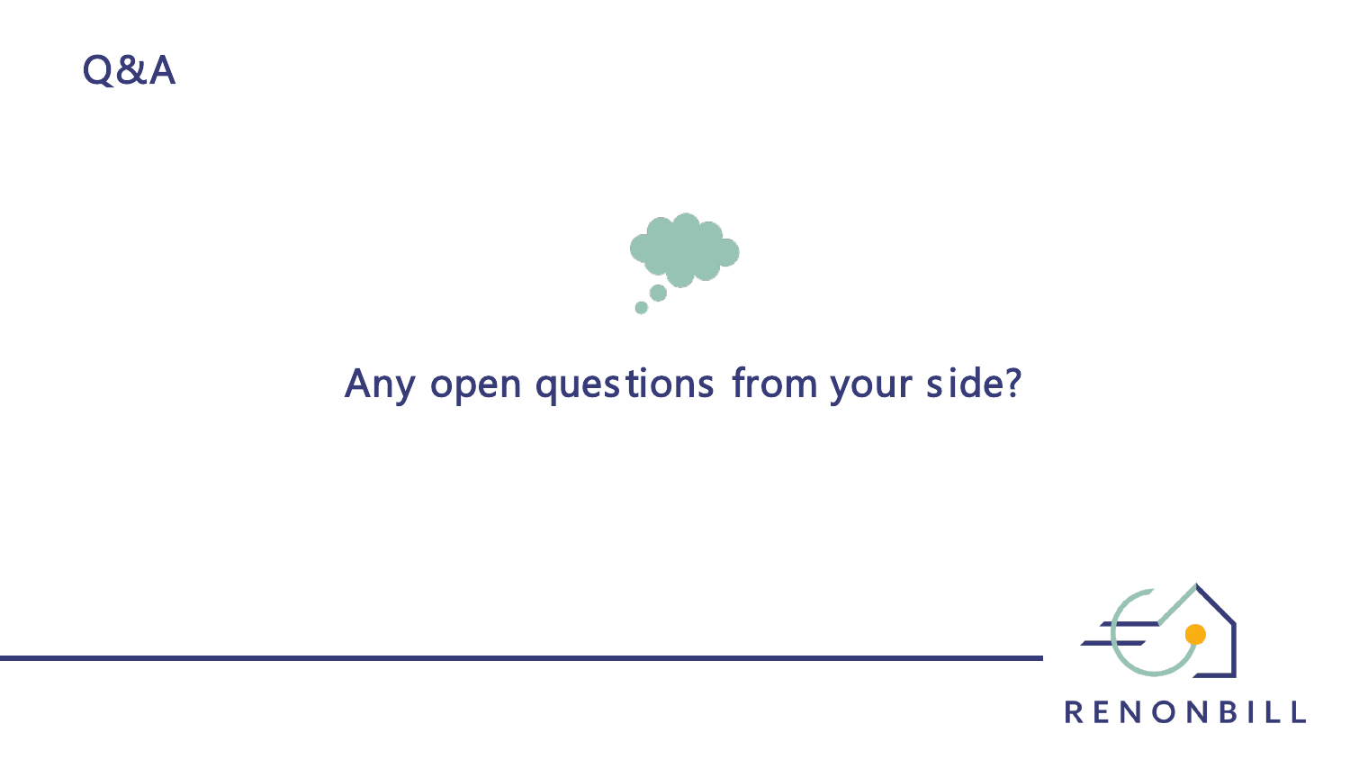# Q&A

Any open questions from your side?

RENONBILL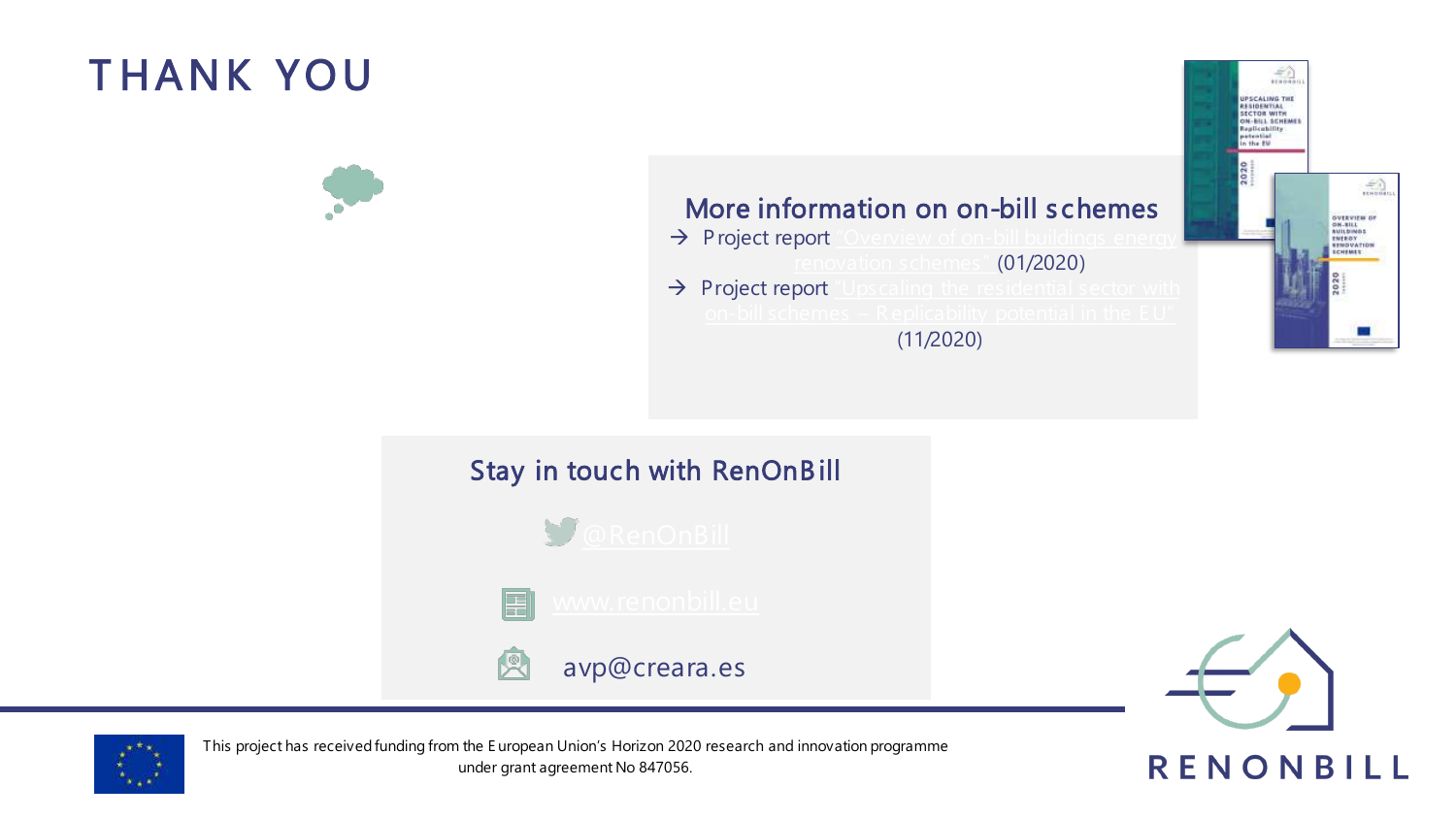# THANK YOU

## More information on on-bill schemes

- → Project report "Overview of on-bill buildings energy renovation schemes" (01/2020)
- → Project report "Upscaling the residential sector with on-bill schemes – Replicability potential in the EU" (11/2020)

## Stay in touch with RenOnBill

@RenOnBill

www.renonbill.eu

avp@creara.es

This project has received funding from the European Union's Horizon 2020 research and innovation programme under grant agreement No 847056.

RENONBILL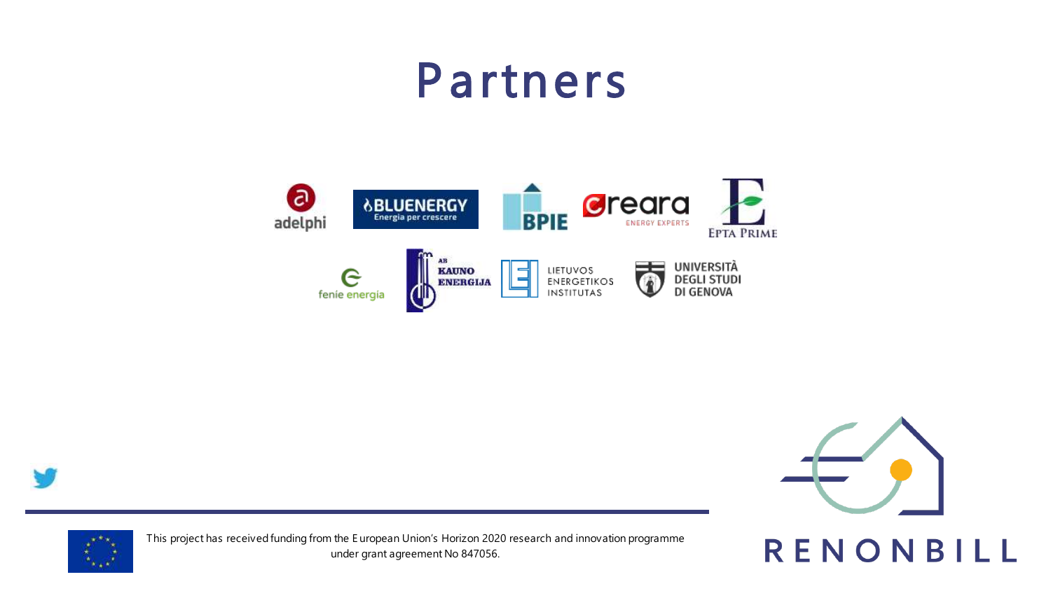# Partners

adelphi

BLUENERGY Energia per crescere

BPIE

Creara ENERGY EXPERTS

EPTA PRIME

fenie energía

AB KAUNO ENERGIJA

LIETUVOS ENERGETIKOS INSTITUTAS

UNIVERSITÀ DEGLI STUDI DI GENOVA

This project has received funding from the European Union's Horizon 2020 research and innovation programme under grant agreement No 847056.

RENONBILL